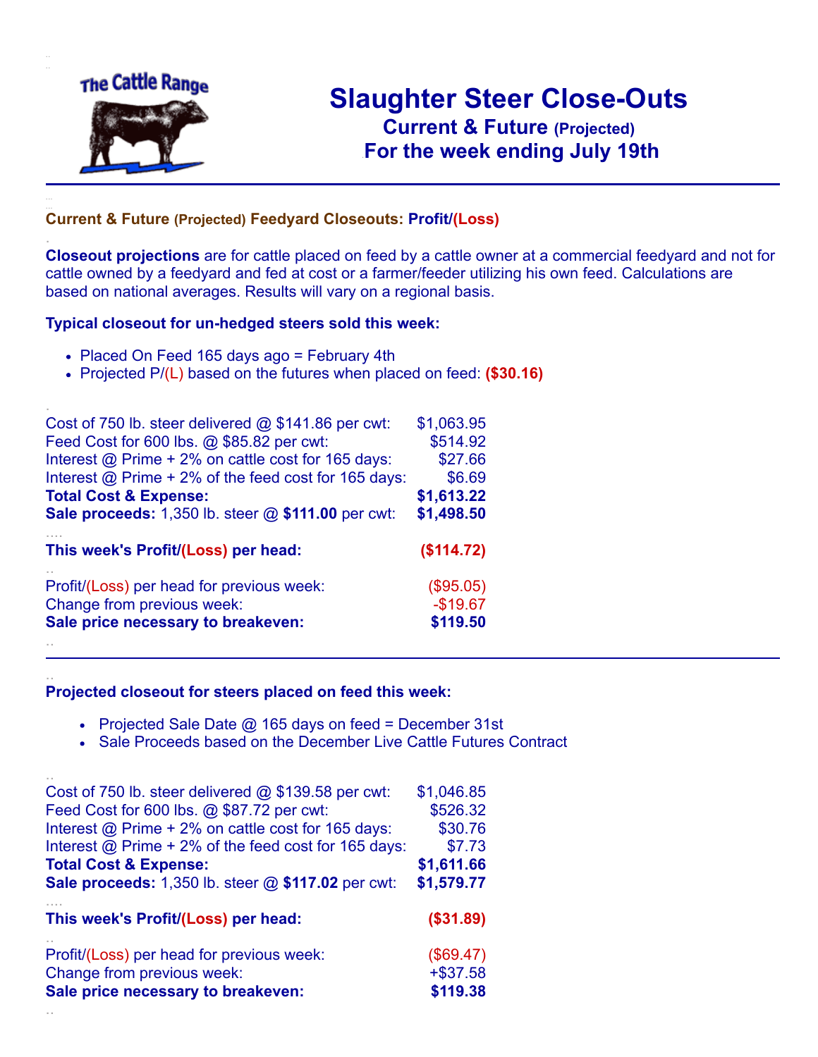The Cattle Range

# Slaughter Steer Close-Outs

## Current & Future (Projected)

## For the week ending July 19th

### Current & Future (Projected) Feedyard Closeouts: Profit/(Loss)

**Closeout projections** are for cattle placed on feed by a cattle owner at a commercial feedyard and not for cattle owned by a feedyard and fed at cost or a farmer/feeder utilizing his own feed. Calculations are based on national averages. Results will vary on a regional basis.

### Typical closeout for un-hedged steers sold this week:

- Placed On Feed 165 days ago = February 4th
- Projected P/(L) based on the futures when placed on feed: **($30.16)**

| | |
|---|---|
| Cost of 750 lb. steer delivered @ $141.86 per cwt: | $1,063.95 |
| Feed Cost for 600 lbs. @ $85.82 per cwt: | $514.92 |
| Interest @ Prime + 2% on cattle cost for 165 days: | $27.66 |
| Interest @ Prime + 2% of the feed cost for 165 days: | $6.69 |
| **Total Cost & Expense:** | **$1,613.22** |
| **Sale proceeds:** 1,350 lb. steer @ **$111.00** per cwt: | **$1,498.50** |
| **This week's Profit/(Loss) per head:** | **($114.72)** |
| Profit/(Loss) per head for previous week: | ($95.05) |
| Change from previous week: | -$19.67 |
| **Sale price necessary to breakeven:** | **$119.50** |

### Projected closeout for steers placed on feed this week:

- Projected Sale Date @ 165 days on feed = December 31st
- Sale Proceeds based on the December Live Cattle Futures Contract

| | |
|---|---|
| Cost of 750 lb. steer delivered @ $139.58 per cwt: | $1,046.85 |
| Feed Cost for 600 lbs. @ $87.72 per cwt: | $526.32 |
| Interest @ Prime + 2% on cattle cost for 165 days: | $30.76 |
| Interest @ Prime + 2% of the feed cost for 165 days: | $7.73 |
| **Total Cost & Expense:** | **$1,611.66** |
| **Sale proceeds:** 1,350 lb. steer @ **$117.02** per cwt: | **$1,579.77** |
| **This week's Profit/(Loss) per head:** | **($31.89)** |
| Profit/(Loss) per head for previous week: | ($69.47) |
| Change from previous week: | +$37.58 |
| **Sale price necessary to breakeven:** | **$119.38** |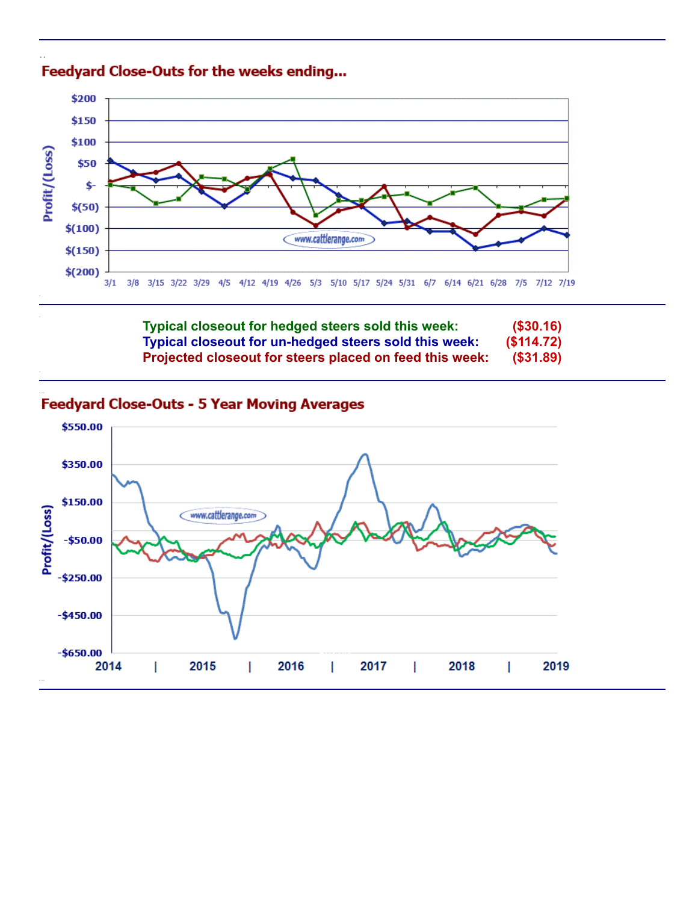## Feedyard Close-Outs for the weeks ending...

$200
$150
$100
$50
$-
$(50)
$(100)
$(150)
$(200)

Profit/(Loss)

www.cattlerange.com

3/1 3/8 3/15 3/22 3/29 4/5 4/12 4/19 4/26 5/3 5/10 5/17 5/24 5/31 6/7 6/14 6/21 6/28 7/5 7/12 7/19

| | |
|---|---|
| Typical closeout for hedged steers sold this week: | ($30.16) |
| Typical closeout for un-hedged steers sold this week: | ($114.72) |
| Projected closeout for steers placed on feed this week: | ($31.89) |

## Feedyard Close-Outs - 5 Year Moving Averages

$550.00
$350.00
$150.00
-$50.00
-$250.00
-$450.00
-$650.00

Profit/(Loss)

www.cattlerange.com

2014 | 2015 | 2016 | 2017 | 2018 | 2019